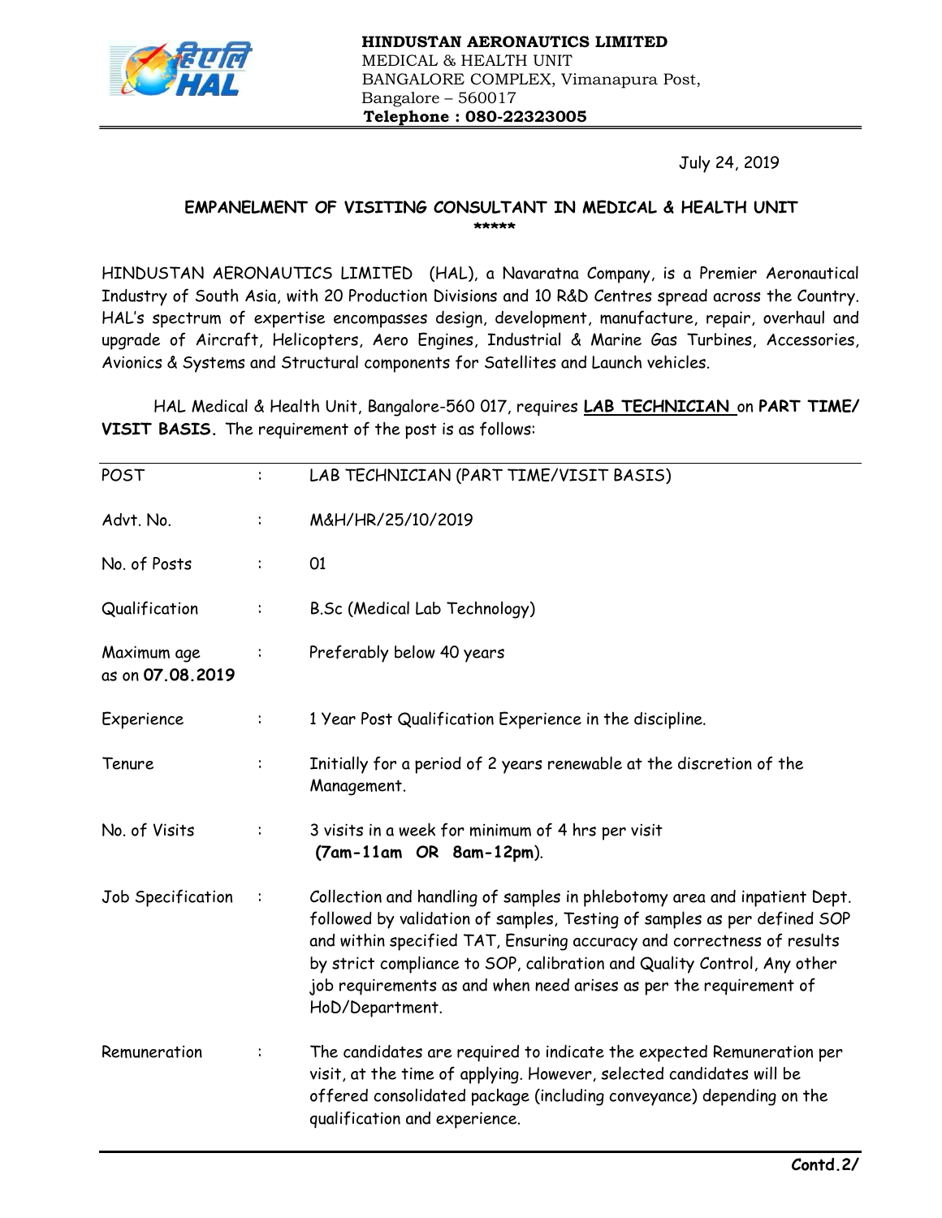**HINDUSTAN AERONAUTICS LIMITED**
MEDICAL & HEALTH UNIT
BANGALORE COMPLEX, Vimanapura Post,
Bangalore – 560017
**Telephone : 080-22323005**

July 24, 2019

## EMPANELMENT OF VISITING CONSULTANT IN MEDICAL & HEALTH UNIT

*****

HINDUSTAN AERONAUTICS LIMITED (HAL), a Navaratna Company, is a Premier Aeronautical Industry of South Asia, with 20 Production Divisions and 10 R&D Centres spread across the Country. HAL's spectrum of expertise encompasses design, development, manufacture, repair, overhaul and upgrade of Aircraft, Helicopters, Aero Engines, Industrial & Marine Gas Turbines, Accessories, Avionics & Systems and Structural components for Satellites and Launch vehicles.

HAL Medical & Health Unit, Bangalore-560 017, requires **LAB TECHNICIAN** on **PART TIME/ VISIT BASIS.** The requirement of the post is as follows:

| | | |
|---|---|---|
| POST | : | LAB TECHNICIAN (PART TIME/VISIT BASIS) |
| Advt. No. | : | M&H/HR/25/10/2019 |
| No. of Posts | : | 01 |
| Qualification | : | B.Sc (Medical Lab Technology) |
| Maximum age as on **07.08.2019** | : | Preferably below 40 years |
| Experience | : | 1 Year Post Qualification Experience in the discipline. |
| Tenure | : | Initially for a period of 2 years renewable at the discretion of the Management. |
| No. of Visits | : | 3 visits in a week for minimum of 4 hrs per visit **(7am-11am OR 8am-12pm)**. |
| Job Specification | : | Collection and handling of samples in phlebotomy area and inpatient Dept. followed by validation of samples, Testing of samples as per defined SOP and within specified TAT, Ensuring accuracy and correctness of results by strict compliance to SOP, calibration and Quality Control, Any other job requirements as and when need arises as per the requirement of HoD/Department. |
| Remuneration | : | The candidates are required to indicate the expected Remuneration per visit, at the time of applying. However, selected candidates will be offered consolidated package (including conveyance) depending on the qualification and experience. |

**Contd.2/**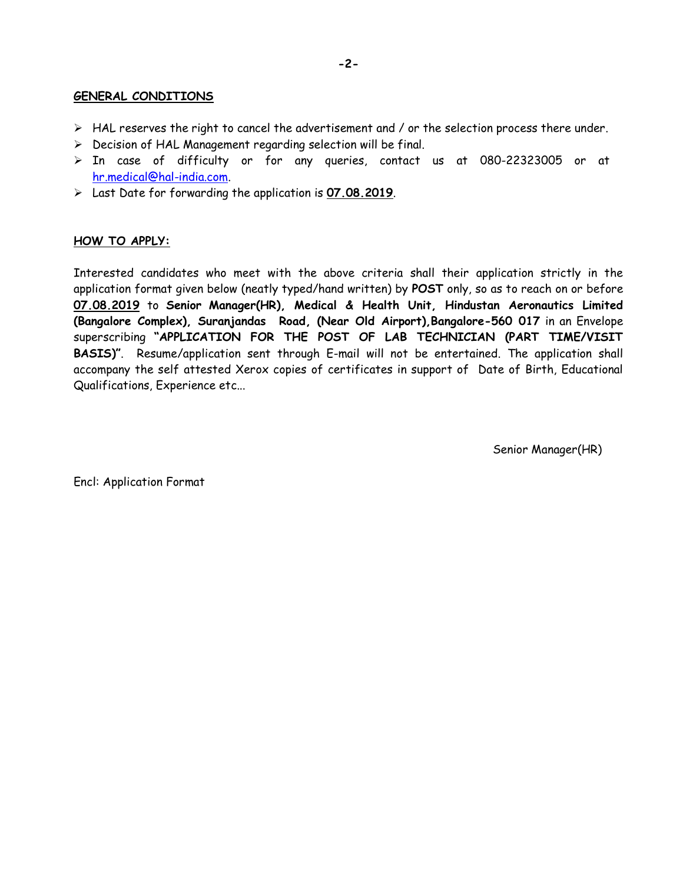## GENERAL CONDITIONS

- HAL reserves the right to cancel the advertisement and / or the selection process there under.
- Decision of HAL Management regarding selection will be final.
- In case of difficulty or for any queries, contact us at 080-22323005 or at hr.medical@hal-india.com.
- Last Date for forwarding the application is **07.08.2019**.

## HOW TO APPLY:

Interested candidates who meet with the above criteria shall their application strictly in the application format given below (neatly typed/hand written) by **POST** only, so as to reach on or before **07.08.2019** to **Senior Manager(HR), Medical & Health Unit, Hindustan Aeronautics Limited (Bangalore Complex), Suranjandas Road, (Near Old Airport),Bangalore-560 017** in an Envelope superscribing **"APPLICATION FOR THE POST OF LAB TECHNICIAN (PART TIME/VISIT BASIS)"**. Resume/application sent through E-mail will not be entertained. The application shall accompany the self attested Xerox copies of certificates in support of Date of Birth, Educational Qualifications, Experience etc...

Senior Manager(HR)

Encl: Application Format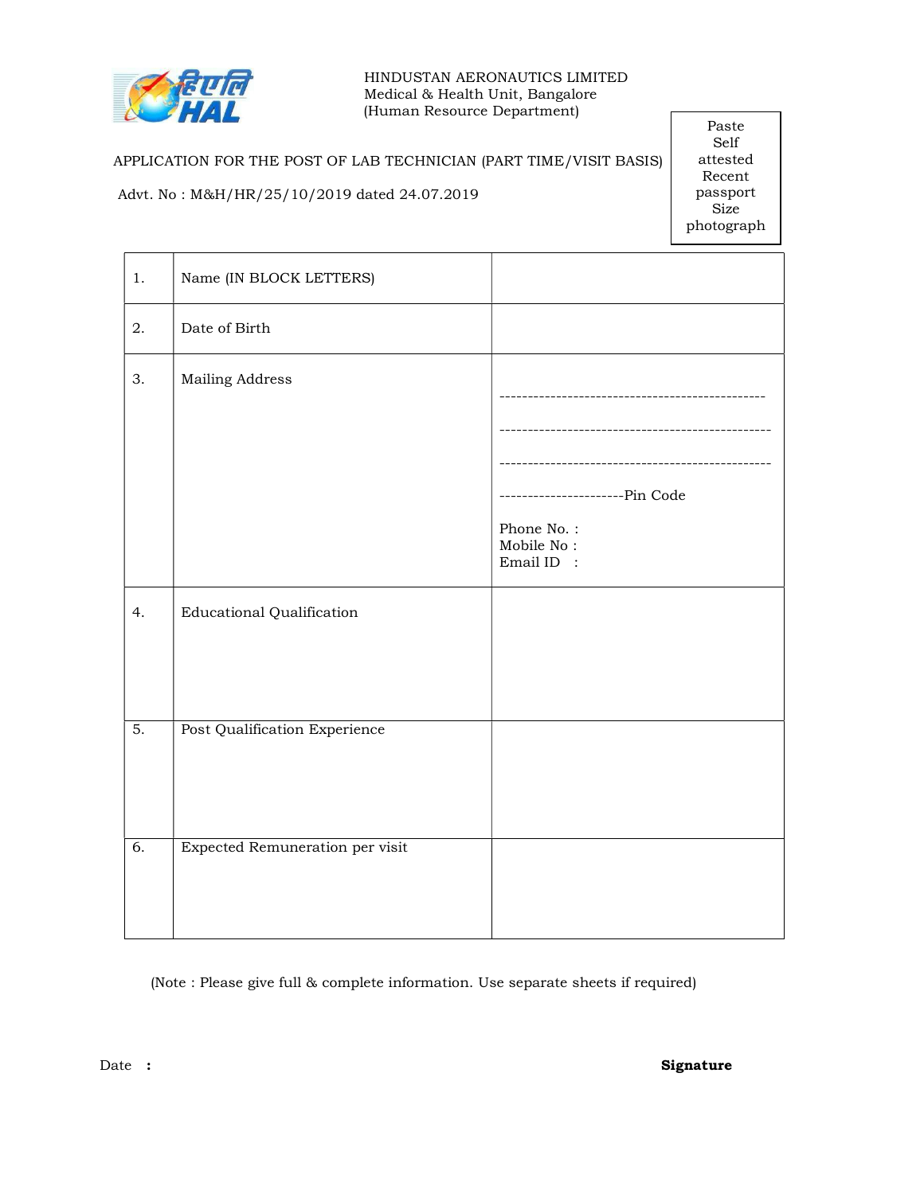HINDUSTAN AERONAUTICS LIMITED
Medical & Health Unit, Bangalore
(Human Resource Department)

Paste Self attested Recent passport Size photograph

APPLICATION FOR THE POST OF LAB TECHNICIAN (PART TIME/VISIT BASIS)

Advt. No : M&H/HR/25/10/2019 dated 24.07.2019

| | | |
|---|---|---|
| 1. | Name (IN BLOCK LETTERS) | |
| 2. | Date of Birth | |
| 3. | Mailing Address | ------------------------------------------------<br>------------------------------------------------<br>------------------------------------------------<br>----------------------Pin Code<br><br>Phone No. :<br>Mobile No :<br>Email ID : |
| 4. | Educational Qualification | |
| 5. | Post Qualification Experience | |
| 6. | Expected Remuneration per visit | |

(Note : Please give full & complete information. Use separate sheets if required)

Date :

**Signature**